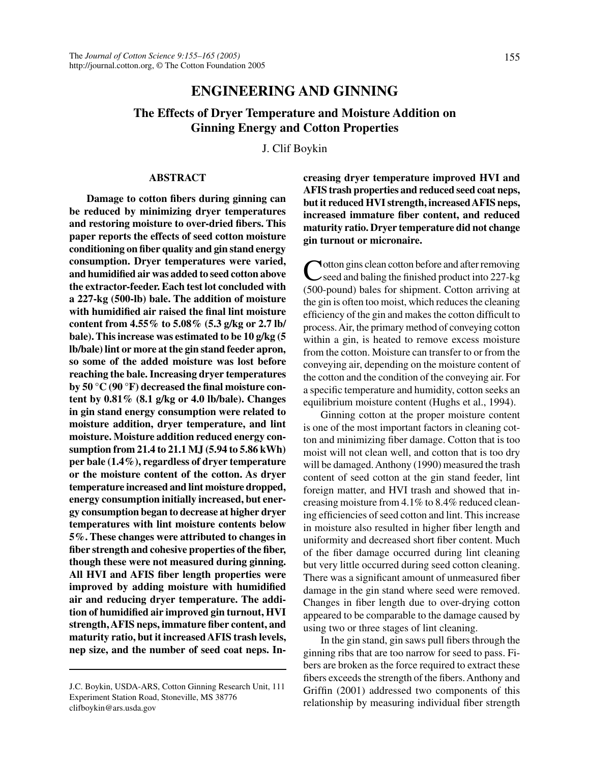# ENGINEERING AND GINNING

## The Effects of Dryer Temperature and Moisture Addition on Ginning Energy and Cotton Properties

J. Clif Boykin

### ABSTRACT

**Damage to cotton fibers during ginning can be reduced by minimizing dryer temperatures and restoring moisture to over-dried fibers. This paper reports the effects of seed cotton moisture conditioning on fiber quality and gin stand energy consumption. Dryer temperatures were varied, and humidified air was added to seed cotton above the extractor-feeder. Each test lot concluded with a 227-kg (500-lb) bale. The addition of moisture with humidified air raised the final lint moisture content from 4.55% to 5.08% (5.3 g/kg or 2.7 lb/bale). This increase was estimated to be 10 g/kg (5 lb/bale) lint or more at the gin stand feeder apron, so some of the added moisture was lost before reaching the bale. Increasing dryer temperatures by 50 °C (90 °F) decreased the final moisture content by 0.81% (8.1 g/kg or 4.0 lb/bale). Changes in gin stand energy consumption were related to moisture addition, dryer temperature, and lint moisture. Moisture addition reduced energy consumption from 21.4 to 21.1 MJ (5.94 to 5.86 kWh) per bale (1.4%), regardless of dryer temperature or the moisture content of the cotton. As dryer temperature increased and lint moisture dropped, energy consumption initially increased, but energy consumption began to decrease at higher dryer temperatures with lint moisture contents below 5%. These changes were attributed to changes in fiber strength and cohesive properties of the fiber, though these were not measured during ginning. All HVI and AFIS fiber length properties were improved by adding moisture with humidified air and reducing dryer temperature. The addition of humidified air improved gin turnout, HVI strength, AFIS neps, immature fiber content, and maturity ratio, but it increased AFIS trash levels, nep size, and the number of seed coat neps. Increasing dryer temperature improved HVI and AFIS trash properties and reduced seed coat neps, but it reduced HVI strength, increased AFIS neps, increased immature fiber content, and reduced maturity ratio. Dryer temperature did not change gin turnout or micronaire.**

Cotton gins clean cotton before and after removing seed and baling the finished product into 227-kg (500-pound) bales for shipment. Cotton arriving at the gin is often too moist, which reduces the cleaning efficiency of the gin and makes the cotton difficult to process. Air, the primary method of conveying cotton within a gin, is heated to remove excess moisture from the cotton. Moisture can transfer to or from the conveying air, depending on the moisture content of the cotton and the condition of the conveying air. For a specific temperature and humidity, cotton seeks an equilibrium moisture content (Hughs et al., 1994).

Ginning cotton at the proper moisture content is one of the most important factors in cleaning cotton and minimizing fiber damage. Cotton that is too moist will not clean well, and cotton that is too dry will be damaged. Anthony (1990) measured the trash content of seed cotton at the gin stand feeder, lint foreign matter, and HVI trash and showed that increasing moisture from 4.1% to 8.4% reduced cleaning efficiencies of seed cotton and lint. This increase in moisture also resulted in higher fiber length and uniformity and decreased short fiber content. Much of the fiber damage occurred during lint cleaning but very little occurred during seed cotton cleaning. There was a significant amount of unmeasured fiber damage in the gin stand where seed were removed. Changes in fiber length due to over-drying cotton appeared to be comparable to the damage caused by using two or three stages of lint cleaning.

In the gin stand, gin saws pull fibers through the ginning ribs that are too narrow for seed to pass. Fibers are broken as the force required to extract these fibers exceeds the strength of the fibers. Anthony and Griffin (2001) addressed two components of this relationship by measuring individual fiber strength

---

J.C. Boykin, USDA-ARS, Cotton Ginning Research Unit, 111 Experiment Station Road, Stoneville, MS 38776 clifboykin@ars.usda.gov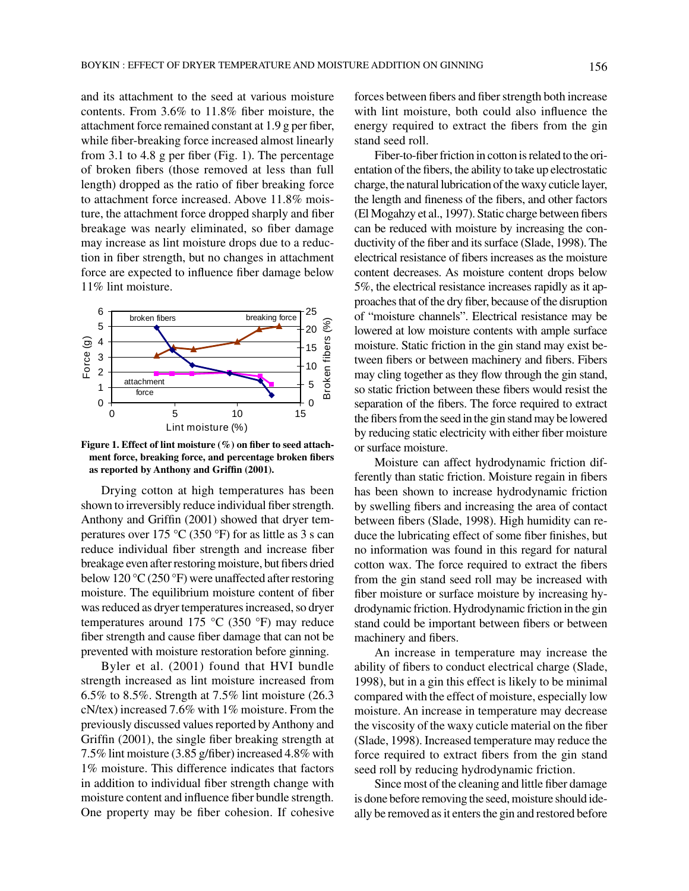and its attachment to the seed at various moisture contents. From 3.6% to 11.8% fiber moisture, the attachment force remained constant at 1.9 g per fiber, while fiber-breaking force increased almost linearly from 3.1 to 4.8 g per fiber (Fig. 1). The percentage of broken fibers (those removed at less than full length) dropped as the ratio of fiber breaking force to attachment force increased. Above 11.8% moisture, the attachment force dropped sharply and fiber breakage was nearly eliminated, so fiber damage may increase as lint moisture drops due to a reduction in fiber strength, but no changes in attachment force are expected to influence fiber damage below 11% lint moisture.

**Figure 1. Effect of lint moisture (%) on fiber to seed attachment force, breaking force, and percentage broken fibers as reported by Anthony and Griffin (2001).**

Drying cotton at high temperatures has been shown to irreversibly reduce individual fiber strength. Anthony and Griffin (2001) showed that dryer temperatures over 175 °C (350 °F) for as little as 3 s can reduce individual fiber strength and increase fiber breakage even after restoring moisture, but fibers dried below 120 °C (250 °F) were unaffected after restoring moisture. The equilibrium moisture content of fiber was reduced as dryer temperatures increased, so dryer temperatures around 175 °C (350 °F) may reduce fiber strength and cause fiber damage that can not be prevented with moisture restoration before ginning.

Byler et al. (2001) found that HVI bundle strength increased as lint moisture increased from 6.5% to 8.5%. Strength at 7.5% lint moisture (26.3 cN/tex) increased 7.6% with 1% moisture. From the previously discussed values reported by Anthony and Griffin (2001), the single fiber breaking strength at 7.5% lint moisture (3.85 g/fiber) increased 4.8% with 1% moisture. This difference indicates that factors in addition to individual fiber strength change with moisture content and influence fiber bundle strength. One property may be fiber cohesion. If cohesive forces between fibers and fiber strength both increase with lint moisture, both could also influence the energy required to extract the fibers from the gin stand seed roll.

Fiber-to-fiber friction in cotton is related to the orientation of the fibers, the ability to take up electrostatic charge, the natural lubrication of the waxy cuticle layer, the length and fineness of the fibers, and other factors (El Mogahzy et al., 1997). Static charge between fibers can be reduced with moisture by increasing the conductivity of the fiber and its surface (Slade, 1998). The electrical resistance of fibers increases as the moisture content decreases. As moisture content drops below 5%, the electrical resistance increases rapidly as it approaches that of the dry fiber, because of the disruption of "moisture channels". Electrical resistance may be lowered at low moisture contents with ample surface moisture. Static friction in the gin stand may exist between fibers or between machinery and fibers. Fibers may cling together as they flow through the gin stand, so static friction between these fibers would resist the separation of the fibers. The force required to extract the fibers from the seed in the gin stand may be lowered by reducing static electricity with either fiber moisture or surface moisture.

Moisture can affect hydrodynamic friction differently than static friction. Moisture regain in fibers has been shown to increase hydrodynamic friction by swelling fibers and increasing the area of contact between fibers (Slade, 1998). High humidity can reduce the lubricating effect of some fiber finishes, but no information was found in this regard for natural cotton wax. The force required to extract the fibers from the gin stand seed roll may be increased with fiber moisture or surface moisture by increasing hydrodynamic friction. Hydrodynamic friction in the gin stand could be important between fibers or between machinery and fibers.

An increase in temperature may increase the ability of fibers to conduct electrical charge (Slade, 1998), but in a gin this effect is likely to be minimal compared with the effect of moisture, especially low moisture. An increase in temperature may decrease the viscosity of the waxy cuticle material on the fiber (Slade, 1998). Increased temperature may reduce the force required to extract fibers from the gin stand seed roll by reducing hydrodynamic friction.

Since most of the cleaning and little fiber damage is done before removing the seed, moisture should ideally be removed as it enters the gin and restored before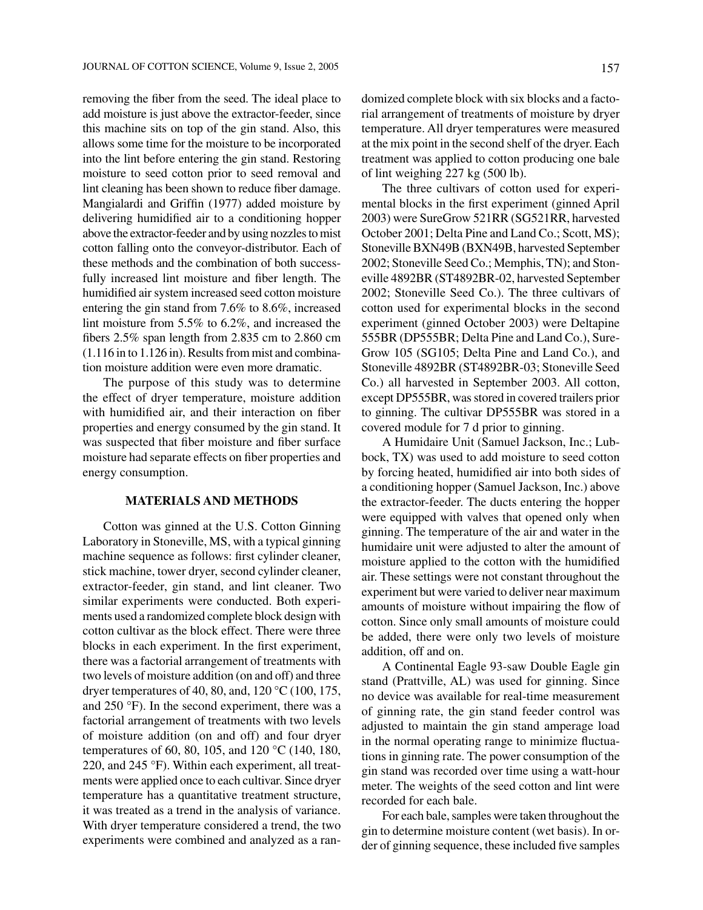removing the fiber from the seed. The ideal place to add moisture is just above the extractor-feeder, since this machine sits on top of the gin stand. Also, this allows some time for the moisture to be incorporated into the lint before entering the gin stand. Restoring moisture to seed cotton prior to seed removal and lint cleaning has been shown to reduce fiber damage. Mangialardi and Griffin (1977) added moisture by delivering humidified air to a conditioning hopper above the extractor-feeder and by using nozzles to mist cotton falling onto the conveyor-distributor. Each of these methods and the combination of both successfully increased lint moisture and fiber length. The humidified air system increased seed cotton moisture entering the gin stand from 7.6% to 8.6%, increased lint moisture from 5.5% to 6.2%, and increased the fibers 2.5% span length from 2.835 cm to 2.860 cm (1.116 in to 1.126 in). Results from mist and combination moisture addition were even more dramatic.

The purpose of this study was to determine the effect of dryer temperature, moisture addition with humidified air, and their interaction on fiber properties and energy consumed by the gin stand. It was suspected that fiber moisture and fiber surface moisture had separate effects on fiber properties and energy consumption.

## MATERIALS AND METHODS

Cotton was ginned at the U.S. Cotton Ginning Laboratory in Stoneville, MS, with a typical ginning machine sequence as follows: first cylinder cleaner, stick machine, tower dryer, second cylinder cleaner, extractor-feeder, gin stand, and lint cleaner. Two similar experiments were conducted. Both experiments used a randomized complete block design with cotton cultivar as the block effect. There were three blocks in each experiment. In the first experiment, there was a factorial arrangement of treatments with two levels of moisture addition (on and off) and three dryer temperatures of 40, 80, and, 120 °C (100, 175, and 250 °F). In the second experiment, there was a factorial arrangement of treatments with two levels of moisture addition (on and off) and four dryer temperatures of 60, 80, 105, and 120 °C (140, 180, 220, and 245 °F). Within each experiment, all treatments were applied once to each cultivar. Since dryer temperature has a quantitative treatment structure, it was treated as a trend in the analysis of variance. With dryer temperature considered a trend, the two experiments were combined and analyzed as a randomized complete block with six blocks and a factorial arrangement of treatments of moisture by dryer temperature. All dryer temperatures were measured at the mix point in the second shelf of the dryer. Each treatment was applied to cotton producing one bale of lint weighing 227 kg (500 lb).

The three cultivars of cotton used for experimental blocks in the first experiment (ginned April 2003) were SureGrow 521RR (SG521RR, harvested October 2001; Delta Pine and Land Co.; Scott, MS); Stoneville BXN49B (BXN49B, harvested September 2002; Stoneville Seed Co.; Memphis, TN); and Stoneville 4892BR (ST4892BR-02, harvested September 2002; Stoneville Seed Co.). The three cultivars of cotton used for experimental blocks in the second experiment (ginned October 2003) were Deltapine 555BR (DP555BR; Delta Pine and Land Co.), SureGrow 105 (SG105; Delta Pine and Land Co.), and Stoneville 4892BR (ST4892BR-03; Stoneville Seed Co.) all harvested in September 2003. All cotton, except DP555BR, was stored in covered trailers prior to ginning. The cultivar DP555BR was stored in a covered module for 7 d prior to ginning.

A Humidaire Unit (Samuel Jackson, Inc.; Lubbock, TX) was used to add moisture to seed cotton by forcing heated, humidified air into both sides of a conditioning hopper (Samuel Jackson, Inc.) above the extractor-feeder. The ducts entering the hopper were equipped with valves that opened only when ginning. The temperature of the air and water in the humidaire unit were adjusted to alter the amount of moisture applied to the cotton with the humidified air. These settings were not constant throughout the experiment but were varied to deliver near maximum amounts of moisture without impairing the flow of cotton. Since only small amounts of moisture could be added, there were only two levels of moisture addition, off and on.

A Continental Eagle 93-saw Double Eagle gin stand (Prattville, AL) was used for ginning. Since no device was available for real-time measurement of ginning rate, the gin stand feeder control was adjusted to maintain the gin stand amperage load in the normal operating range to minimize fluctuations in ginning rate. The power consumption of the gin stand was recorded over time using a watt-hour meter. The weights of the seed cotton and lint were recorded for each bale.

For each bale, samples were taken throughout the gin to determine moisture content (wet basis). In order of ginning sequence, these included five samples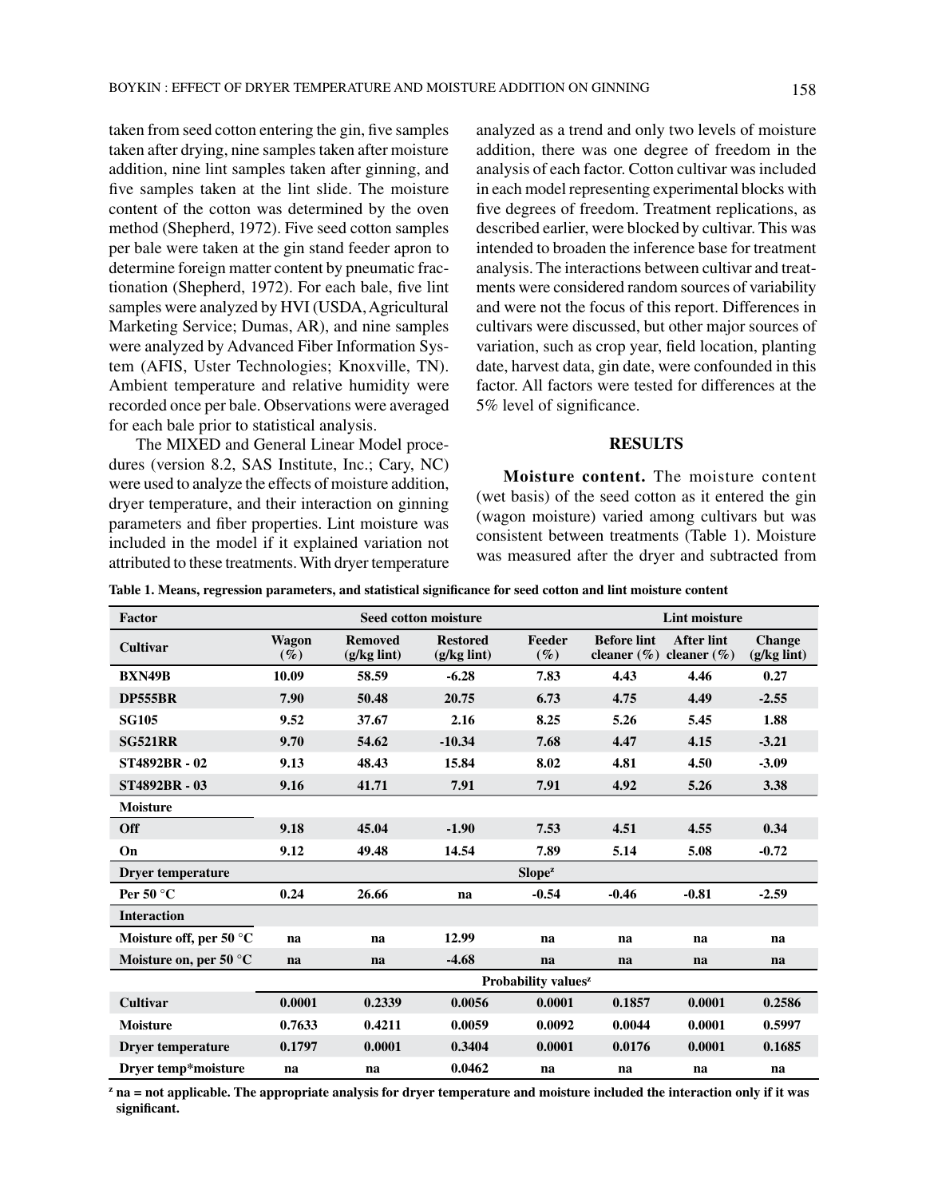taken from seed cotton entering the gin, five samples taken after drying, nine samples taken after moisture addition, nine lint samples taken after ginning, and five samples taken at the lint slide. The moisture content of the cotton was determined by the oven method (Shepherd, 1972). Five seed cotton samples per bale were taken at the gin stand feeder apron to determine foreign matter content by pneumatic fractionation (Shepherd, 1972). For each bale, five lint samples were analyzed by HVI (USDA, Agricultural Marketing Service; Dumas, AR), and nine samples were analyzed by Advanced Fiber Information System (AFIS, Uster Technologies; Knoxville, TN). Ambient temperature and relative humidity were recorded once per bale. Observations were averaged for each bale prior to statistical analysis.

The MIXED and General Linear Model procedures (version 8.2, SAS Institute, Inc.; Cary, NC) were used to analyze the effects of moisture addition, dryer temperature, and their interaction on ginning parameters and fiber properties. Lint moisture was included in the model if it explained variation not attributed to these treatments. With dryer temperature analyzed as a trend and only two levels of moisture addition, there was one degree of freedom in the analysis of each factor. Cotton cultivar was included in each model representing experimental blocks with five degrees of freedom. Treatment replications, as described earlier, were blocked by cultivar. This was intended to broaden the inference base for treatment analysis. The interactions between cultivar and treatments were considered random sources of variability and were not the focus of this report. Differences in cultivars were discussed, but other major sources of variation, such as crop year, field location, planting date, harvest data, gin date, were confounded in this factor. All factors were tested for differences at the 5% level of significance.

## RESULTS

**Moisture content.** The moisture content (wet basis) of the seed cotton as it entered the gin (wagon moisture) varied among cultivars but was consistent between treatments (Table 1). Moisture was measured after the dryer and subtracted from

**Table 1. Means, regression parameters, and statistical significance for seed cotton and lint moisture content**

| Factor | Seed cotton moisture | | | | Lint moisture | | |
|---|---|---|---|---|---|---|---|
| Cultivar | Wagon (%) | Removed (g/kg lint) | Restored (g/kg lint) | Feeder (%) | Before lint cleaner (%) | After lint cleaner (%) | Change (g/kg lint) |
| BXN49B | 10.09 | 58.59 | -6.28 | 7.83 | 4.43 | 4.46 | 0.27 |
| DP555BR | 7.90 | 50.48 | 20.75 | 6.73 | 4.75 | 4.49 | -2.55 |
| SG105 | 9.52 | 37.67 | 2.16 | 8.25 | 5.26 | 5.45 | 1.88 |
| SG521RR | 9.70 | 54.62 | -10.34 | 7.68 | 4.47 | 4.15 | -3.21 |
| ST4892BR - 02 | 9.13 | 48.43 | 15.84 | 8.02 | 4.81 | 4.50 | -3.09 |
| ST4892BR - 03 | 9.16 | 41.71 | 7.91 | 7.91 | 4.92 | 5.26 | 3.38 |
| **Moisture** | | | | | | | |
| Off | 9.18 | 45.04 | -1.90 | 7.53 | 4.51 | 4.55 | 0.34 |
| On | 9.12 | 49.48 | 14.54 | 7.89 | 5.14 | 5.08 | -0.72 |
| **Dryer temperature** | | | | Slope[z] | | | |
| Per 50 °C | 0.24 | 26.66 | na | -0.54 | -0.46 | -0.81 | -2.59 |
| **Interaction** | | | | | | | |
| Moisture off, per 50 °C | na | na | 12.99 | na | na | na | na |
| Moisture on, per 50 °C | na | na | -4.68 | na | na | na | na |
| | | | | Probability values[z] | | | |
| Cultivar | 0.0001 | 0.2339 | 0.0056 | 0.0001 | 0.1857 | 0.0001 | 0.2586 |
| Moisture | 0.7633 | 0.4211 | 0.0059 | 0.0092 | 0.0044 | 0.0001 | 0.5997 |
| Dryer temperature | 0.1797 | 0.0001 | 0.3404 | 0.0001 | 0.0176 | 0.0001 | 0.1685 |
| Dryer temp*moisture | na | na | 0.0462 | na | na | na | na |

[z] na = not applicable. The appropriate analysis for dryer temperature and moisture included the interaction only if it was significant.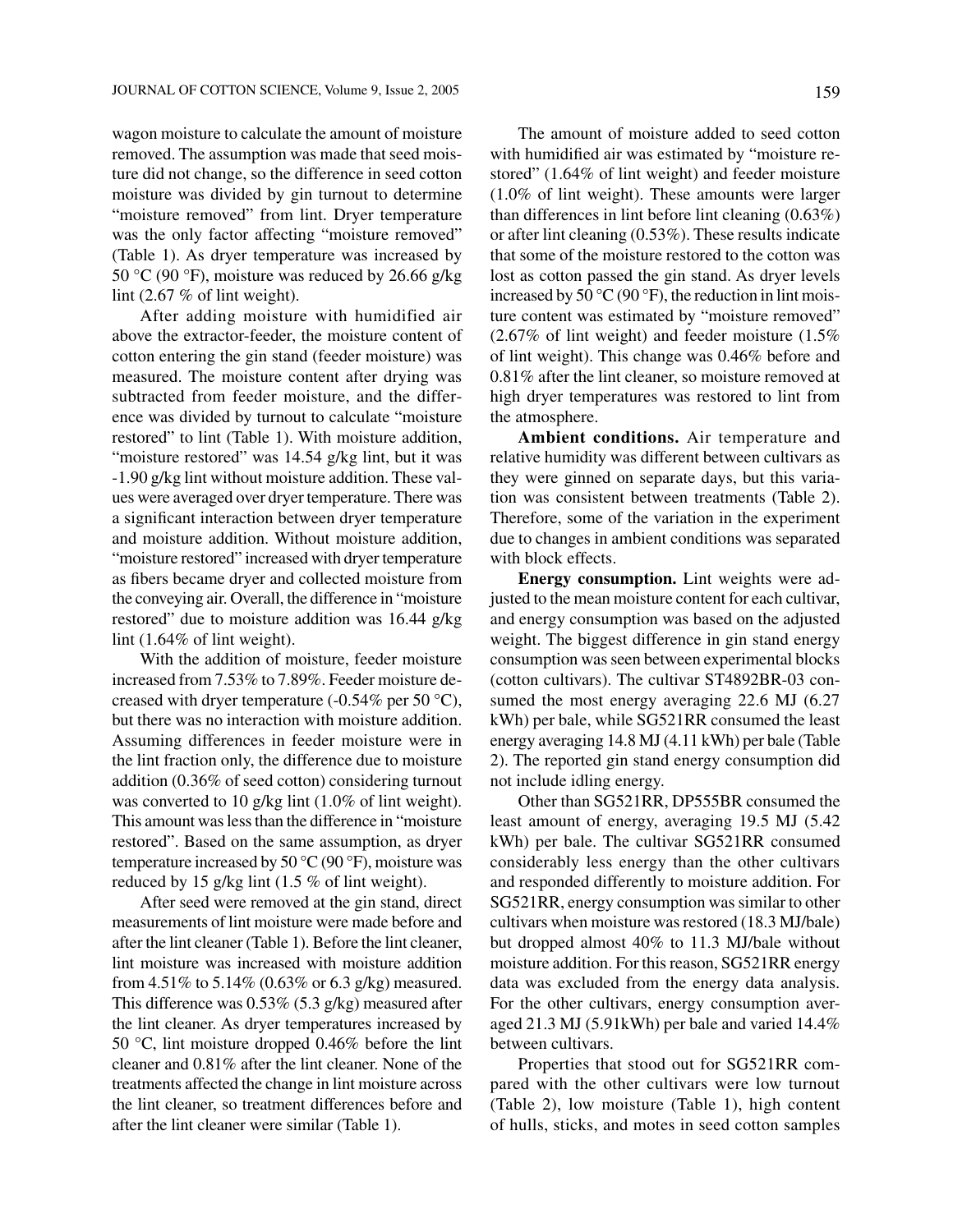wagon moisture to calculate the amount of moisture removed. The assumption was made that seed moisture did not change, so the difference in seed cotton moisture was divided by gin turnout to determine "moisture removed" from lint. Dryer temperature was the only factor affecting "moisture removed" (Table 1). As dryer temperature was increased by 50 °C (90 °F), moisture was reduced by 26.66 g/kg lint (2.67 % of lint weight).

After adding moisture with humidified air above the extractor-feeder, the moisture content of cotton entering the gin stand (feeder moisture) was measured. The moisture content after drying was subtracted from feeder moisture, and the difference was divided by turnout to calculate "moisture restored" to lint (Table 1). With moisture addition, "moisture restored" was 14.54 g/kg lint, but it was -1.90 g/kg lint without moisture addition. These values were averaged over dryer temperature. There was a significant interaction between dryer temperature and moisture addition. Without moisture addition, "moisture restored" increased with dryer temperature as fibers became dryer and collected moisture from the conveying air. Overall, the difference in "moisture restored" due to moisture addition was 16.44 g/kg lint (1.64% of lint weight).

With the addition of moisture, feeder moisture increased from 7.53% to 7.89%. Feeder moisture decreased with dryer temperature (-0.54% per 50 °C), but there was no interaction with moisture addition. Assuming differences in feeder moisture were in the lint fraction only, the difference due to moisture addition (0.36% of seed cotton) considering turnout was converted to 10 g/kg lint (1.0% of lint weight). This amount was less than the difference in "moisture restored". Based on the same assumption, as dryer temperature increased by 50 °C (90 °F), moisture was reduced by 15 g/kg lint (1.5 % of lint weight).

After seed were removed at the gin stand, direct measurements of lint moisture were made before and after the lint cleaner (Table 1). Before the lint cleaner, lint moisture was increased with moisture addition from 4.51% to 5.14% (0.63% or 6.3 g/kg) measured. This difference was 0.53% (5.3 g/kg) measured after the lint cleaner. As dryer temperatures increased by 50 °C, lint moisture dropped 0.46% before the lint cleaner and 0.81% after the lint cleaner. None of the treatments affected the change in lint moisture across the lint cleaner, so treatment differences before and after the lint cleaner were similar (Table 1).

The amount of moisture added to seed cotton with humidified air was estimated by "moisture restored" (1.64% of lint weight) and feeder moisture (1.0% of lint weight). These amounts were larger than differences in lint before lint cleaning (0.63%) or after lint cleaning (0.53%). These results indicate that some of the moisture restored to the cotton was lost as cotton passed the gin stand. As dryer levels increased by 50 °C (90 °F), the reduction in lint moisture content was estimated by "moisture removed" (2.67% of lint weight) and feeder moisture (1.5% of lint weight). This change was 0.46% before and 0.81% after the lint cleaner, so moisture removed at high dryer temperatures was restored to lint from the atmosphere.

**Ambient conditions.** Air temperature and relative humidity was different between cultivars as they were ginned on separate days, but this variation was consistent between treatments (Table 2). Therefore, some of the variation in the experiment due to changes in ambient conditions was separated with block effects.

**Energy consumption.** Lint weights were adjusted to the mean moisture content for each cultivar, and energy consumption was based on the adjusted weight. The biggest difference in gin stand energy consumption was seen between experimental blocks (cotton cultivars). The cultivar ST4892BR-03 consumed the most energy averaging 22.6 MJ (6.27 kWh) per bale, while SG521RR consumed the least energy averaging 14.8 MJ (4.11 kWh) per bale (Table 2). The reported gin stand energy consumption did not include idling energy.

Other than SG521RR, DP555BR consumed the least amount of energy, averaging 19.5 MJ (5.42 kWh) per bale. The cultivar SG521RR consumed considerably less energy than the other cultivars and responded differently to moisture addition. For SG521RR, energy consumption was similar to other cultivars when moisture was restored (18.3 MJ/bale) but dropped almost 40% to 11.3 MJ/bale without moisture addition. For this reason, SG521RR energy data was excluded from the energy data analysis. For the other cultivars, energy consumption averaged 21.3 MJ (5.91kWh) per bale and varied 14.4% between cultivars.

Properties that stood out for SG521RR compared with the other cultivars were low turnout (Table 2), low moisture (Table 1), high content of hulls, sticks, and motes in seed cotton samples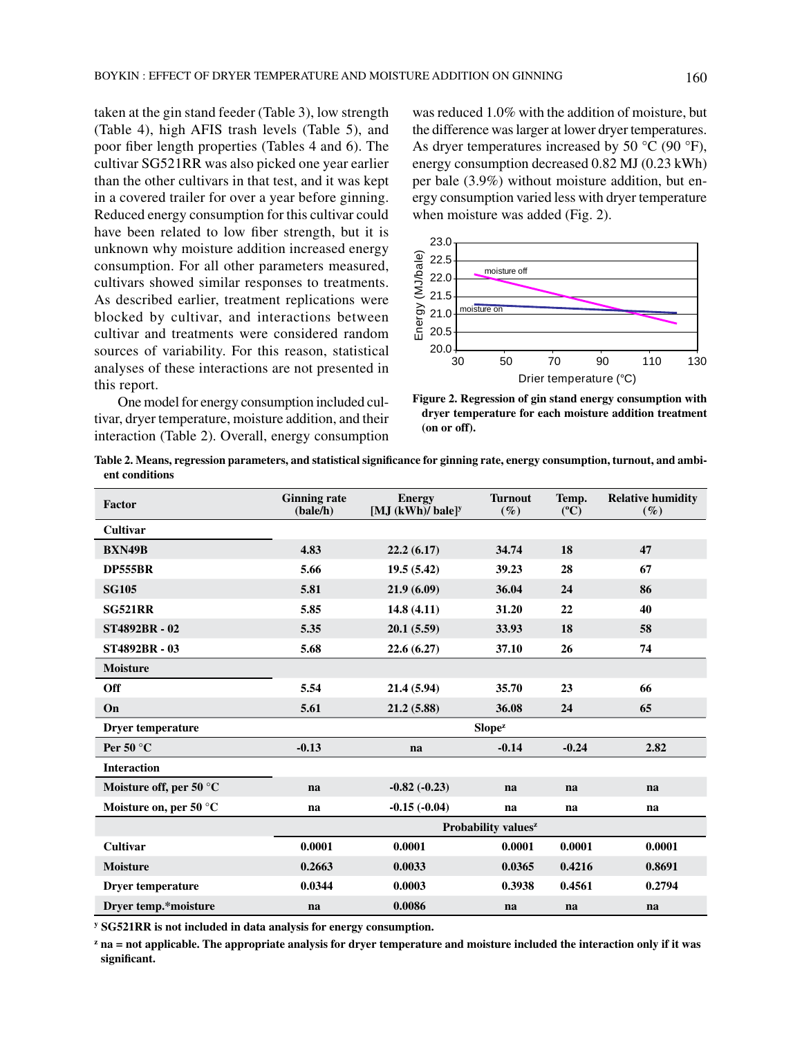taken at the gin stand feeder (Table 3), low strength (Table 4), high AFIS trash levels (Table 5), and poor fiber length properties (Tables 4 and 6). The cultivar SG521RR was also picked one year earlier than the other cultivars in that test, and it was kept in a covered trailer for over a year before ginning. Reduced energy consumption for this cultivar could have been related to low fiber strength, but it is unknown why moisture addition increased energy consumption. For all other parameters measured, cultivars showed similar responses to treatments. As described earlier, treatment replications were blocked by cultivar, and interactions between cultivar and treatments were considered random sources of variability. For this reason, statistical analyses of these interactions are not presented in this report.

One model for energy consumption included cultivar, dryer temperature, moisture addition, and their interaction (Table 2). Overall, energy consumption was reduced 1.0% with the addition of moisture, but the difference was larger at lower dryer temperatures. As dryer temperatures increased by 50 °C (90 °F), energy consumption decreased 0.82 MJ (0.23 kWh) per bale (3.9%) without moisture addition, but energy consumption varied less with dryer temperature when moisture was added (Fig. 2).

**Figure 2. Regression of gin stand energy consumption with dryer temperature for each moisture addition treatment (on or off).**

**Table 2. Means, regression parameters, and statistical significance for ginning rate, energy consumption, turnout, and ambient conditions**

| Factor | Ginning rate (bale/h) | Energy [MJ (kWh)/ bale][y] | Turnout (%) | Temp. (°C) | Relative humidity (%) |
|---|---|---|---|---|---|
| **Cultivar** | | | | | |
| BXN49B | 4.83 | 22.2 (6.17) | 34.74 | 18 | 47 |
| DP555BR | 5.66 | 19.5 (5.42) | 39.23 | 28 | 67 |
| SG105 | 5.81 | 21.9 (6.09) | 36.04 | 24 | 86 |
| SG521RR | 5.85 | 14.8 (4.11) | 31.20 | 22 | 40 |
| ST4892BR - 02 | 5.35 | 20.1 (5.59) | 33.93 | 18 | 58 |
| ST4892BR - 03 | 5.68 | 22.6 (6.27) | 37.10 | 26 | 74 |
| **Moisture** | | | | | |
| Off | 5.54 | 21.4 (5.94) | 35.70 | 23 | 66 |
| On | 5.61 | 21.2 (5.88) | 36.08 | 24 | 65 |
| **Dryer temperature** | | | Slope[z] | | |
| Per 50 °C | -0.13 | na | -0.14 | -0.24 | 2.82 |
| **Interaction** | | | | | |
| Moisture off, per 50 °C | na | -0.82 (-0.23) | na | na | na |
| Moisture on, per 50 °C | na | -0.15 (-0.04) | na | na | na |
| | | | Probability values[z] | | |
| Cultivar | 0.0001 | 0.0001 | 0.0001 | 0.0001 | 0.0001 |
| Moisture | 0.2663 | 0.0033 | 0.0365 | 0.4216 | 0.8691 |
| Dryer temperature | 0.0344 | 0.0003 | 0.3938 | 0.4561 | 0.2794 |
| Dryer temp.*moisture | na | 0.0086 | na | na | na |

[y] SG521RR is not included in data analysis for energy consumption.

[z] na = not applicable. The appropriate analysis for dryer temperature and moisture included the interaction only if it was significant.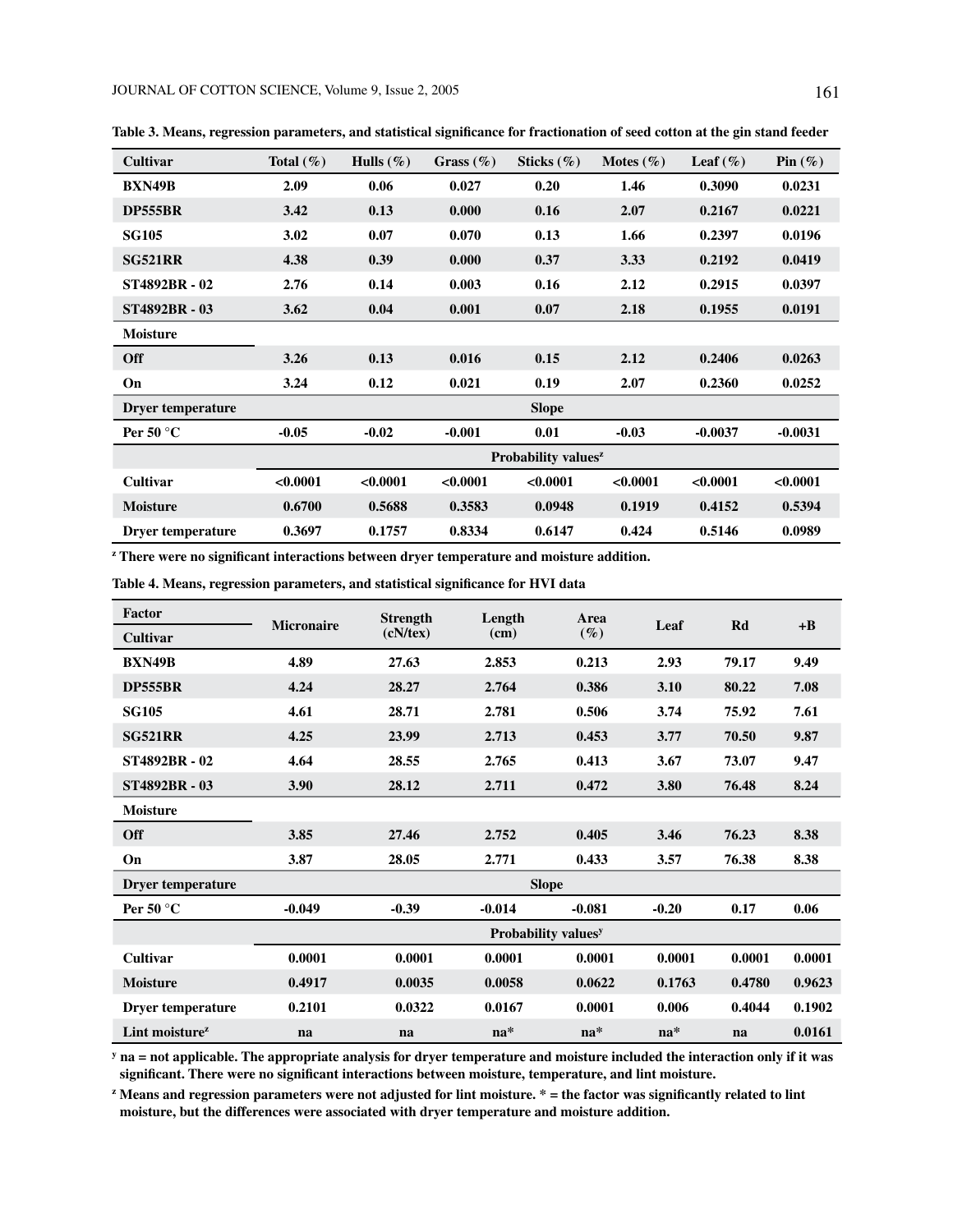**Table 3. Means, regression parameters, and statistical significance for fractionation of seed cotton at the gin stand feeder**

| Cultivar | Total (%) | Hulls (%) | Grass (%) | Sticks (%) | Motes (%) | Leaf (%) | Pin (%) |
|---|---|---|---|---|---|---|---|
| BXN49B | 2.09 | 0.06 | 0.027 | 0.20 | 1.46 | 0.3090 | 0.0231 |
| DP555BR | 3.42 | 0.13 | 0.000 | 0.16 | 2.07 | 0.2167 | 0.0221 |
| SG105 | 3.02 | 0.07 | 0.070 | 0.13 | 1.66 | 0.2397 | 0.0196 |
| SG521RR | 4.38 | 0.39 | 0.000 | 0.37 | 3.33 | 0.2192 | 0.0419 |
| ST4892BR - 02 | 2.76 | 0.14 | 0.003 | 0.16 | 2.12 | 0.2915 | 0.0397 |
| ST4892BR - 03 | 3.62 | 0.04 | 0.001 | 0.07 | 2.18 | 0.1955 | 0.0191 |
| **Moisture** | | | | | | | |
| Off | 3.26 | 0.13 | 0.016 | 0.15 | 2.12 | 0.2406 | 0.0263 |
| On | 3.24 | 0.12 | 0.021 | 0.19 | 2.07 | 0.2360 | 0.0252 |
| **Dryer temperature** | | | | Slope | | | |
| Per 50 °C | -0.05 | -0.02 | -0.001 | 0.01 | -0.03 | -0.0037 | -0.0031 |
| | | | | Probability values[z] | | | |
| Cultivar | <0.0001 | <0.0001 | <0.0001 | <0.0001 | <0.0001 | <0.0001 | <0.0001 |
| Moisture | 0.6700 | 0.5688 | 0.3583 | 0.0948 | 0.1919 | 0.4152 | 0.5394 |
| Dryer temperature | 0.3697 | 0.1757 | 0.8334 | 0.6147 | 0.424 | 0.5146 | 0.0989 |

[z] There were no significant interactions between dryer temperature and moisture addition.

**Table 4. Means, regression parameters, and statistical significance for HVI data**

| Factor / Cultivar | Micronaire | Strength (cN/tex) | Length (cm) | Area (%) | Leaf | Rd | +B |
|---|---|---|---|---|---|---|---|
| BXN49B | 4.89 | 27.63 | 2.853 | 0.213 | 2.93 | 79.17 | 9.49 |
| DP555BR | 4.24 | 28.27 | 2.764 | 0.386 | 3.10 | 80.22 | 7.08 |
| SG105 | 4.61 | 28.71 | 2.781 | 0.506 | 3.74 | 75.92 | 7.61 |
| SG521RR | 4.25 | 23.99 | 2.713 | 0.453 | 3.77 | 70.50 | 9.87 |
| ST4892BR - 02 | 4.64 | 28.55 | 2.765 | 0.413 | 3.67 | 73.07 | 9.47 |
| ST4892BR - 03 | 3.90 | 28.12 | 2.711 | 0.472 | 3.80 | 76.48 | 8.24 |
| **Moisture** | | | | | | | |
| Off | 3.85 | 27.46 | 2.752 | 0.405 | 3.46 | 76.23 | 8.38 |
| On | 3.87 | 28.05 | 2.771 | 0.433 | 3.57 | 76.38 | 8.38 |
| **Dryer temperature** | | | | Slope | | | |
| Per 50 °C | -0.049 | -0.39 | -0.014 | -0.081 | -0.20 | 0.17 | 0.06 |
| | | | | Probability values[y] | | | |
| Cultivar | 0.0001 | 0.0001 | 0.0001 | 0.0001 | 0.0001 | 0.0001 | 0.0001 |
| Moisture | 0.4917 | 0.0035 | 0.0058 | 0.0622 | 0.1763 | 0.4780 | 0.9623 |
| Dryer temperature | 0.2101 | 0.0322 | 0.0167 | 0.0001 | 0.006 | 0.4044 | 0.1902 |
| Lint moisture[z] | na | na | na* | na* | na* | na | 0.0161 |

[y] na = not applicable. The appropriate analysis for dryer temperature and moisture included the interaction only if it was significant. There were no significant interactions between moisture, temperature, and lint moisture.

[z] Means and regression parameters were not adjusted for lint moisture. * = the factor was significantly related to lint moisture, but the differences were associated with dryer temperature and moisture addition.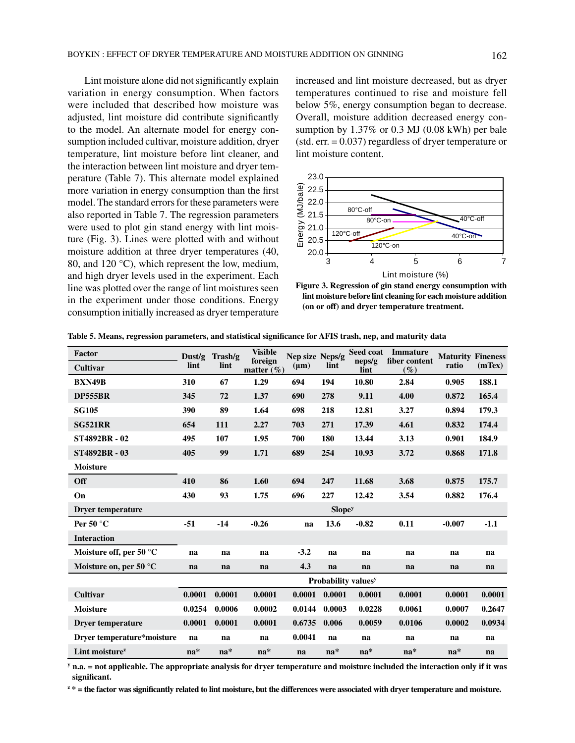Lint moisture alone did not significantly explain variation in energy consumption. When factors were included that described how moisture was adjusted, lint moisture did contribute significantly to the model. An alternate model for energy consumption included cultivar, moisture addition, dryer temperature, lint moisture before lint cleaner, and the interaction between lint moisture and dryer temperature (Table 7). This alternate model explained more variation in energy consumption than the first model. The standard errors for these parameters were also reported in Table 7. The regression parameters were used to plot gin stand energy with lint moisture (Fig. 3). Lines were plotted with and without moisture addition at three dryer temperatures (40, 80, and 120 °C), which represent the low, medium, and high dryer levels used in the experiment. Each line was plotted over the range of lint moistures seen in the experiment under those conditions. Energy consumption initially increased as dryer temperature increased and lint moisture decreased, but as dryer temperatures continued to rise and moisture fell below 5%, energy consumption began to decrease. Overall, moisture addition decreased energy consumption by 1.37% or 0.3 MJ (0.08 kWh) per bale (std. err. = 0.037) regardless of dryer temperature or lint moisture content.

**Figure 3. Regression of gin stand energy consumption with lint moisture before lint cleaning for each moisture addition (on or off) and dryer temperature treatment.**

**Table 5. Means, regression parameters, and statistical significance for AFIS trash, nep, and maturity data**

| Factor / Cultivar | Dust/g lint | Trash/g lint | Visible foreign matter (%) | Nep size (µm) | Neps/g lint | Seed coat neps/g lint | Immature fiber content (%) | Maturity ratio | Fineness (mTex) |
|---|---|---|---|---|---|---|---|---|---|
| **BXN49B** | 310 | 67 | 1.29 | 694 | 194 | 10.80 | 2.84 | 0.905 | 188.1 |
| **DP555BR** | 345 | 72 | 1.37 | 690 | 278 | 9.11 | 4.00 | 0.872 | 165.4 |
| **SG105** | 390 | 89 | 1.64 | 698 | 218 | 12.81 | 3.27 | 0.894 | 179.3 |
| **SG521RR** | 654 | 111 | 2.27 | 703 | 271 | 17.39 | 4.61 | 0.832 | 174.4 |
| **ST4892BR - 02** | 495 | 107 | 1.95 | 700 | 180 | 13.44 | 3.13 | 0.901 | 184.9 |
| **ST4892BR - 03** | 405 | 99 | 1.71 | 689 | 254 | 10.93 | 3.72 | 0.868 | 171.8 |
| **Moisture** | | | | | | | | | |
| **Off** | 410 | 86 | 1.60 | 694 | 247 | 11.68 | 3.68 | 0.875 | 175.7 |
| **On** | 430 | 93 | 1.75 | 696 | 227 | 12.42 | 3.54 | 0.882 | 176.4 |
| **Dryer temperature** | | | | | Slope[y] | | | | |
| **Per 50 °C** | -51 | -14 | -0.26 | na | 13.6 | -0.82 | 0.11 | -0.007 | -1.1 |
| **Interaction** | | | | | | | | | |
| **Moisture off, per 50 °C** | na | na | na | -3.2 | na | na | na | na | na |
| **Moisture on, per 50 °C** | na | na | na | 4.3 | na | na | na | na | na |
| | | | | | Probability values[y] | | | | |
| **Cultivar** | 0.0001 | 0.0001 | 0.0001 | 0.0001 | 0.0001 | 0.0001 | 0.0001 | 0.0001 | 0.0001 |
| **Moisture** | 0.0254 | 0.0006 | 0.0002 | 0.0144 | 0.0003 | 0.0228 | 0.0061 | 0.0007 | 0.2647 |
| **Dryer temperature** | 0.0001 | 0.0001 | 0.0001 | 0.6735 | 0.006 | 0.0059 | 0.0106 | 0.0002 | 0.0934 |
| **Dryer temperature*moisture** | na | na | na | 0.0041 | na | na | na | na | na |
| **Lint moisture[z]** | na* | na* | na* | na | na* | na* | na* | na* | na |

[y] n.a. = not applicable. The appropriate analysis for dryer temperature and moisture included the interaction only if it was significant.

[z] * = the factor was significantly related to lint moisture, but the differences were associated with dryer temperature and moisture.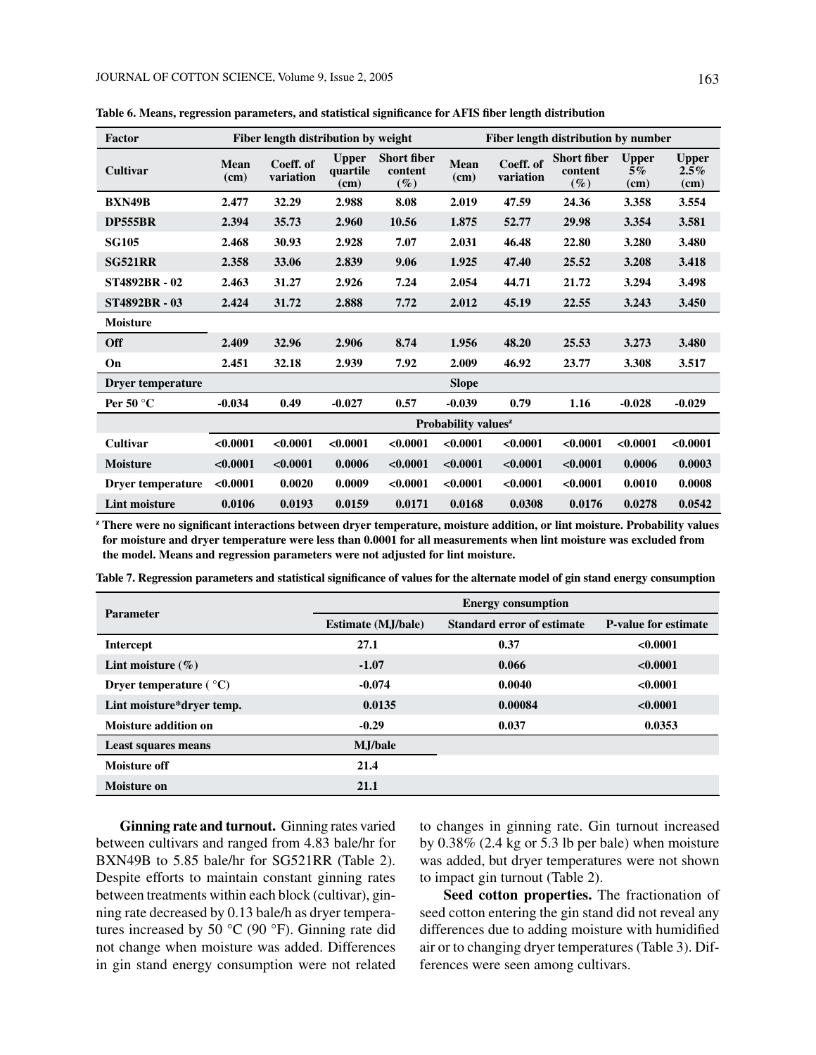**Table 6. Means, regression parameters, and statistical significance for AFIS fiber length distribution**

| Factor | Fiber length distribution by weight | | | | Fiber length distribution by number | | | | |
|---|---|---|---|---|---|---|---|---|---|
| **Cultivar** | **Mean (cm)** | **Coeff. of variation** | **Upper quartile (cm)** | **Short fiber content (%)** | **Mean (cm)** | **Coeff. of variation** | **Short fiber content (%)** | **Upper 5% (cm)** | **Upper 2.5% (cm)** |
| **BXN49B** | 2.477 | 32.29 | 2.988 | 8.08 | 2.019 | 47.59 | 24.36 | 3.358 | 3.554 |
| **DP555BR** | 2.394 | 35.73 | 2.960 | 10.56 | 1.875 | 52.77 | 29.98 | 3.354 | 3.581 |
| **SG105** | 2.468 | 30.93 | 2.928 | 7.07 | 2.031 | 46.48 | 22.80 | 3.280 | 3.480 |
| **SG521RR** | 2.358 | 33.06 | 2.839 | 9.06 | 1.925 | 47.40 | 25.52 | 3.208 | 3.418 |
| **ST4892BR - 02** | 2.463 | 31.27 | 2.926 | 7.24 | 2.054 | 44.71 | 21.72 | 3.294 | 3.498 |
| **ST4892BR - 03** | 2.424 | 31.72 | 2.888 | 7.72 | 2.012 | 45.19 | 22.55 | 3.243 | 3.450 |
| **Moisture** | | | | | | | | | |
| **Off** | 2.409 | 32.96 | 2.906 | 8.74 | 1.956 | 48.20 | 25.53 | 3.273 | 3.480 |
| **On** | 2.451 | 32.18 | 2.939 | 7.92 | 2.009 | 46.92 | 23.77 | 3.308 | 3.517 |
| **Dryer temperature** | | | | | **Slope** | | | | |
| **Per 50 °C** | -0.034 | 0.49 | -0.027 | 0.57 | -0.039 | 0.79 | 1.16 | -0.028 | -0.029 |
| | | | | | **Probability values[z]** | | | | |
| **Cultivar** | <0.0001 | <0.0001 | <0.0001 | <0.0001 | <0.0001 | <0.0001 | <0.0001 | <0.0001 | <0.0001 |
| **Moisture** | <0.0001 | <0.0001 | 0.0006 | <0.0001 | <0.0001 | <0.0001 | <0.0001 | 0.0006 | 0.0003 |
| **Dryer temperature** | <0.0001 | 0.0020 | 0.0009 | <0.0001 | <0.0001 | <0.0001 | <0.0001 | 0.0010 | 0.0008 |
| **Lint moisture** | 0.0106 | 0.0193 | 0.0159 | 0.0171 | 0.0168 | 0.0308 | 0.0176 | 0.0278 | 0.0542 |

[z] There were no significant interactions between dryer temperature, moisture addition, or lint moisture. Probability values for moisture and dryer temperature were less than 0.0001 for all measurements when lint moisture was excluded from the model. Means and regression parameters were not adjusted for lint moisture.

**Table 7. Regression parameters and statistical significance of values for the alternate model of gin stand energy consumption**

| Parameter | Energy consumption | | |
|---|---|---|---|
| | **Estimate (MJ/bale)** | **Standard error of estimate** | **P-value for estimate** |
| **Intercept** | 27.1 | 0.37 | <0.0001 |
| **Lint moisture (%)** | -1.07 | 0.066 | <0.0001 |
| **Dryer temperature ( °C)** | -0.074 | 0.0040 | <0.0001 |
| **Lint moisture*dryer temp.** | 0.0135 | 0.00084 | <0.0001 |
| **Moisture addition on** | -0.29 | 0.037 | 0.0353 |
| **Least squares means** | **MJ/bale** | | |
| **Moisture off** | 21.4 | | |
| **Moisture on** | 21.1 | | |

**Ginning rate and turnout.** Ginning rates varied between cultivars and ranged from 4.83 bale/hr for BXN49B to 5.85 bale/hr for SG521RR (Table 2). Despite efforts to maintain constant ginning rates between treatments within each block (cultivar), ginning rate decreased by 0.13 bale/h as dryer temperatures increased by 50 °C (90 °F). Ginning rate did not change when moisture was added. Differences in gin stand energy consumption were not related to changes in ginning rate. Gin turnout increased by 0.38% (2.4 kg or 5.3 lb per bale) when moisture was added, but dryer temperatures were not shown to impact gin turnout (Table 2).

**Seed cotton properties.** The fractionation of seed cotton entering the gin stand did not reveal any differences due to adding moisture with humidified air or to changing dryer temperatures (Table 3). Differences were seen among cultivars.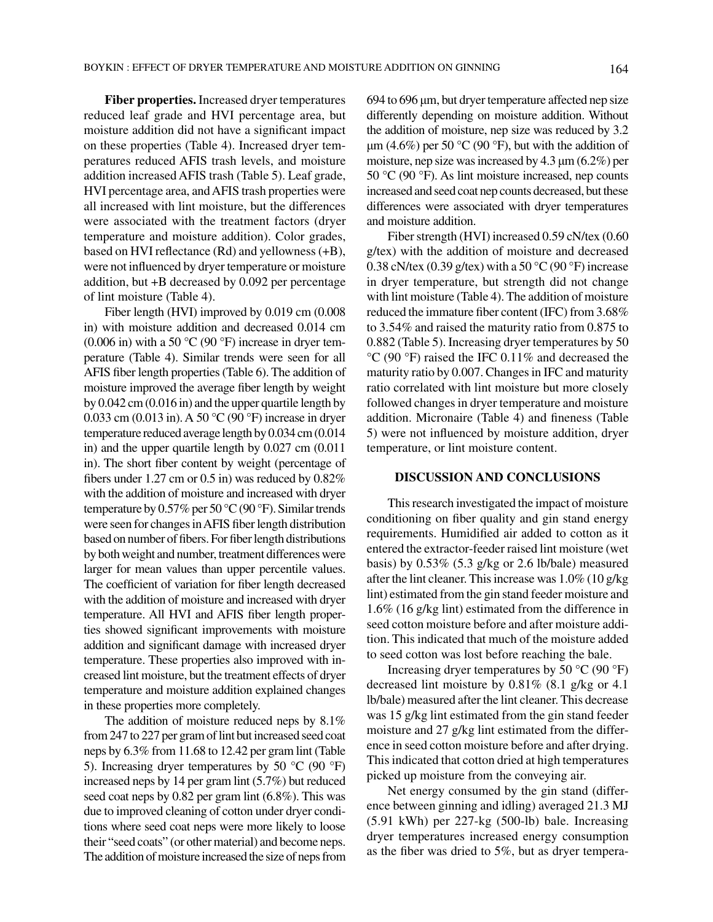**Fiber properties.** Increased dryer temperatures reduced leaf grade and HVI percentage area, but moisture addition did not have a significant impact on these properties (Table 4). Increased dryer temperatures reduced AFIS trash levels, and moisture addition increased AFIS trash (Table 5). Leaf grade, HVI percentage area, and AFIS trash properties were all increased with lint moisture, but the differences were associated with the treatment factors (dryer temperature and moisture addition). Color grades, based on HVI reflectance (Rd) and yellowness (+B), were not influenced by dryer temperature or moisture addition, but +B decreased by 0.092 per percentage of lint moisture (Table 4).

Fiber length (HVI) improved by 0.019 cm (0.008 in) with moisture addition and decreased 0.014 cm (0.006 in) with a 50 °C (90 °F) increase in dryer temperature (Table 4). Similar trends were seen for all AFIS fiber length properties (Table 6). The addition of moisture improved the average fiber length by weight by 0.042 cm (0.016 in) and the upper quartile length by 0.033 cm (0.013 in). A 50 °C (90 °F) increase in dryer temperature reduced average length by 0.034 cm (0.014 in) and the upper quartile length by 0.027 cm (0.011 in). The short fiber content by weight (percentage of fibers under 1.27 cm or 0.5 in) was reduced by 0.82% with the addition of moisture and increased with dryer temperature by 0.57% per 50 °C (90 °F). Similar trends were seen for changes in AFIS fiber length distribution based on number of fibers. For fiber length distributions by both weight and number, treatment differences were larger for mean values than upper percentile values. The coefficient of variation for fiber length decreased with the addition of moisture and increased with dryer temperature. All HVI and AFIS fiber length properties showed significant improvements with moisture addition and significant damage with increased dryer temperature. These properties also improved with increased lint moisture, but the treatment effects of dryer temperature and moisture addition explained changes in these properties more completely.

The addition of moisture reduced neps by 8.1% from 247 to 227 per gram of lint but increased seed coat neps by 6.3% from 11.68 to 12.42 per gram lint (Table 5). Increasing dryer temperatures by 50 °C (90 °F) increased neps by 14 per gram lint (5.7%) but reduced seed coat neps by 0.82 per gram lint (6.8%). This was due to improved cleaning of cotton under dryer conditions where seed coat neps were more likely to loose their "seed coats" (or other material) and become neps. The addition of moisture increased the size of neps from 694 to 696 µm, but dryer temperature affected nep size differently depending on moisture addition. Without the addition of moisture, nep size was reduced by 3.2 µm (4.6%) per 50 °C (90 °F), but with the addition of moisture, nep size was increased by 4.3 µm (6.2%) per 50 °C (90 °F). As lint moisture increased, nep counts increased and seed coat nep counts decreased, but these differences were associated with dryer temperatures and moisture addition.

Fiber strength (HVI) increased 0.59 cN/tex (0.60 g/tex) with the addition of moisture and decreased 0.38 cN/tex (0.39 g/tex) with a 50 °C (90 °F) increase in dryer temperature, but strength did not change with lint moisture (Table 4). The addition of moisture reduced the immature fiber content (IFC) from 3.68% to 3.54% and raised the maturity ratio from 0.875 to 0.882 (Table 5). Increasing dryer temperatures by 50 °C (90 °F) raised the IFC 0.11% and decreased the maturity ratio by 0.007. Changes in IFC and maturity ratio correlated with lint moisture but more closely followed changes in dryer temperature and moisture addition. Micronaire (Table 4) and fineness (Table 5) were not influenced by moisture addition, dryer temperature, or lint moisture content.

## DISCUSSION AND CONCLUSIONS

This research investigated the impact of moisture conditioning on fiber quality and gin stand energy requirements. Humidified air added to cotton as it entered the extractor-feeder raised lint moisture (wet basis) by 0.53% (5.3 g/kg or 2.6 lb/bale) measured after the lint cleaner. This increase was 1.0% (10 g/kg lint) estimated from the gin stand feeder moisture and 1.6% (16 g/kg lint) estimated from the difference in seed cotton moisture before and after moisture addition. This indicated that much of the moisture added to seed cotton was lost before reaching the bale.

Increasing dryer temperatures by 50 °C (90 °F) decreased lint moisture by 0.81% (8.1 g/kg or 4.1 lb/bale) measured after the lint cleaner. This decrease was 15 g/kg lint estimated from the gin stand feeder moisture and 27 g/kg lint estimated from the difference in seed cotton moisture before and after drying. This indicated that cotton dried at high temperatures picked up moisture from the conveying air.

Net energy consumed by the gin stand (difference between ginning and idling) averaged 21.3 MJ (5.91 kWh) per 227-kg (500-lb) bale. Increasing dryer temperatures increased energy consumption as the fiber was dried to 5%, but as dryer tempera-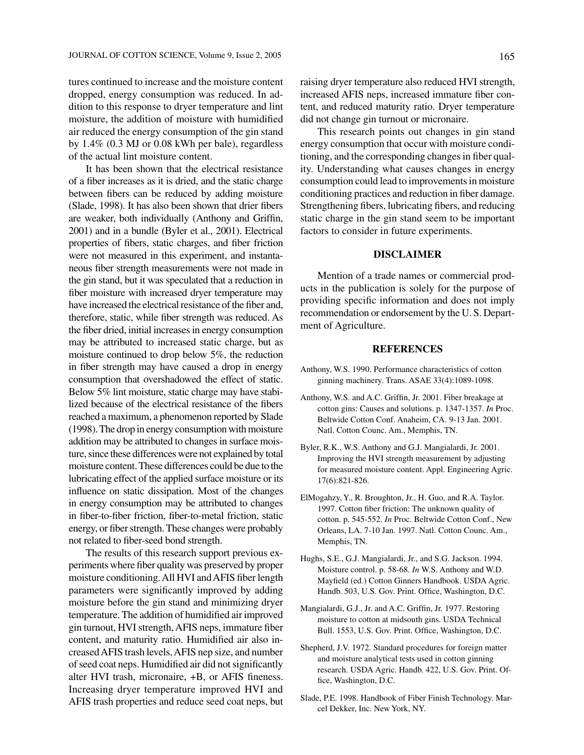tures continued to increase and the moisture content dropped, energy consumption was reduced. In addition to this response to dryer temperature and lint moisture, the addition of moisture with humidified air reduced the energy consumption of the gin stand by 1.4% (0.3 MJ or 0.08 kWh per bale), regardless of the actual lint moisture content.

It has been shown that the electrical resistance of a fiber increases as it is dried, and the static charge between fibers can be reduced by adding moisture (Slade, 1998). It has also been shown that drier fibers are weaker, both individually (Anthony and Griffin, 2001) and in a bundle (Byler et al., 2001). Electrical properties of fibers, static charges, and fiber friction were not measured in this experiment, and instantaneous fiber strength measurements were not made in the gin stand, but it was speculated that a reduction in fiber moisture with increased dryer temperature may have increased the electrical resistance of the fiber and, therefore, static, while fiber strength was reduced. As the fiber dried, initial increases in energy consumption may be attributed to increased static charge, but as moisture continued to drop below 5%, the reduction in fiber strength may have caused a drop in energy consumption that overshadowed the effect of static. Below 5% lint moisture, static charge may have stabilized because of the electrical resistance of the fibers reached a maximum, a phenomenon reported by Slade (1998). The drop in energy consumption with moisture addition may be attributed to changes in surface moisture, since these differences were not explained by total moisture content. These differences could be due to the lubricating effect of the applied surface moisture or its influence on static dissipation. Most of the changes in energy consumption may be attributed to changes in fiber-to-fiber friction, fiber-to-metal friction, static energy, or fiber strength. These changes were probably not related to fiber-seed bond strength.

The results of this research support previous experiments where fiber quality was preserved by proper moisture conditioning. All HVI and AFIS fiber length parameters were significantly improved by adding moisture before the gin stand and minimizing dryer temperature. The addition of humidified air improved gin turnout, HVI strength, AFIS neps, immature fiber content, and maturity ratio. Humidified air also increased AFIS trash levels, AFIS nep size, and number of seed coat neps. Humidified air did not significantly alter HVI trash, micronaire, +B, or AFIS fineness. Increasing dryer temperature improved HVI and AFIS trash properties and reduce seed coat neps, but raising dryer temperature also reduced HVI strength, increased AFIS neps, increased immature fiber content, and reduced maturity ratio. Dryer temperature did not change gin turnout or micronaire.

This research points out changes in gin stand energy consumption that occur with moisture conditioning, and the corresponding changes in fiber quality. Understanding what causes changes in energy consumption could lead to improvements in moisture conditioning practices and reduction in fiber damage. Strengthening fibers, lubricating fibers, and reducing static charge in the gin stand seem to be important factors to consider in future experiments.

## DISCLAIMER

Mention of a trade names or commercial products in the publication is solely for the purpose of providing specific information and does not imply recommendation or endorsement by the U. S. Department of Agriculture.

## REFERENCES

Anthony, W.S. 1990. Performance characteristics of cotton ginning machinery. Trans. ASAE 33(4):1089-1098.

Anthony, W.S. and A.C. Griffin, Jr. 2001. Fiber breakage at cotton gins: Causes and solutions. p. 1347-1357. *In* Proc. Beltwide Cotton Conf. Anaheim, CA. 9-13 Jan. 2001. Natl. Cotton Counc. Am., Memphis, TN.

Byler, R.K., W.S. Anthony and G.J. Mangialardi, Jr. 2001. Improving the HVI strength measurement by adjusting for measured moisture content. Appl. Engineering Agric. 17(6):821-826.

ElMogahzy, Y., R. Broughton, Jr., H. Guo, and R.A. Taylor. 1997. Cotton fiber friction: The unknown quality of cotton. p. 545-552. *In* Proc. Beltwide Cotton Conf., New Orleans, LA. 7-10 Jan. 1997. Natl. Cotton Counc. Am., Memphis, TN.

Hughs, S.E., G.J. Mangialardi, Jr., and S.G. Jackson. 1994. Moisture control. p. 58-68. *In* W.S. Anthony and W.D. Mayfield (ed.) Cotton Ginners Handbook. USDA Agric. Handb. 503, U.S. Gov. Print. Office, Washington, D.C.

Mangialardi, G.J., Jr. and A.C. Griffin, Jr. 1977. Restoring moisture to cotton at midsouth gins. USDA Technical Bull. 1553, U.S. Gov. Print. Office, Washington, D.C.

Shepherd, J.V. 1972. Standard procedures for foreign matter and moisture analytical tests used in cotton ginning research. USDA Agric. Handb. 422, U.S. Gov. Print. Office, Washington, D.C.

Slade, P.E. 1998. Handbook of Fiber Finish Technology. Marcel Dekker, Inc. New York, NY.